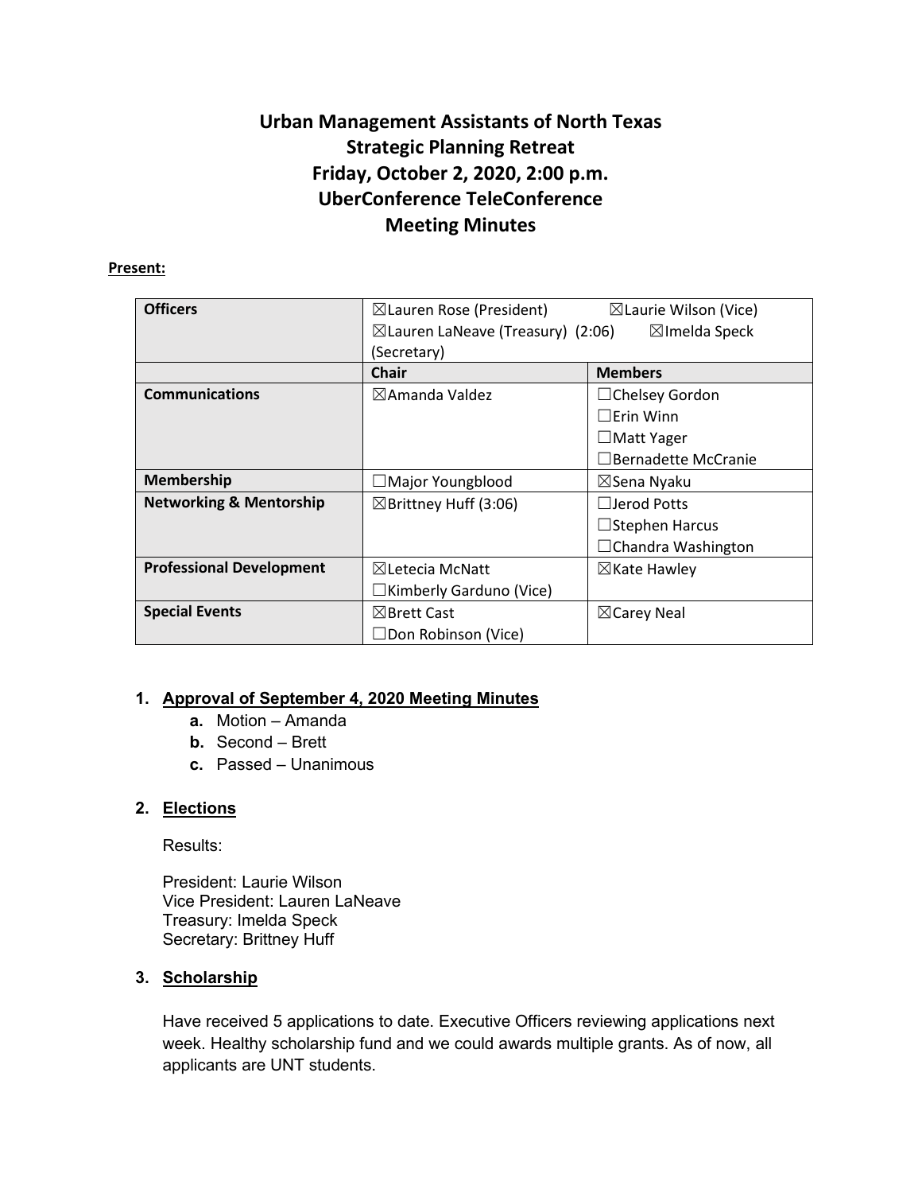# Urban Management Assistants of North Texas
# Strategic Planning Retreat
# Friday, October 2, 2020, 2:00 p.m.
# UberConference TeleConference
# Meeting Minutes

**Present:**

| Officers | ☒Lauren Rose (President) ☒Laurie Wilson (Vice) ☒Lauren LaNeave (Treasury) (2:06) ☒Imelda Speck (Secretary) | |
|---|---|---|
| | **Chair** | **Members** |
| **Communications** | ☒Amanda Valdez | ☐Chelsey Gordon<br>☐Erin Winn<br>☐Matt Yager<br>☐Bernadette McCranie |
| **Membership** | ☐Major Youngblood | ☒Sena Nyaku |
| **Networking & Mentorship** | ☒Brittney Huff (3:06) | ☐Jerod Potts<br>☐Stephen Harcus<br>☐Chandra Washington |
| **Professional Development** | ☒Letecia McNatt<br>☐Kimberly Garduno (Vice) | ☒Kate Hawley |
| **Special Events** | ☒Brett Cast<br>☐Don Robinson (Vice) | ☒Carey Neal |

1. **Approval of September 4, 2020 Meeting Minutes**
   a. Motion – Amanda
   b. Second – Brett
   c. Passed – Unanimous

2. **Elections**

   Results:

   President: Laurie Wilson
   Vice President: Lauren LaNeave
   Treasury: Imelda Speck
   Secretary: Brittney Huff

3. **Scholarship**

   Have received 5 applications to date. Executive Officers reviewing applications next week. Healthy scholarship fund and we could awards multiple grants. As of now, all applicants are UNT students.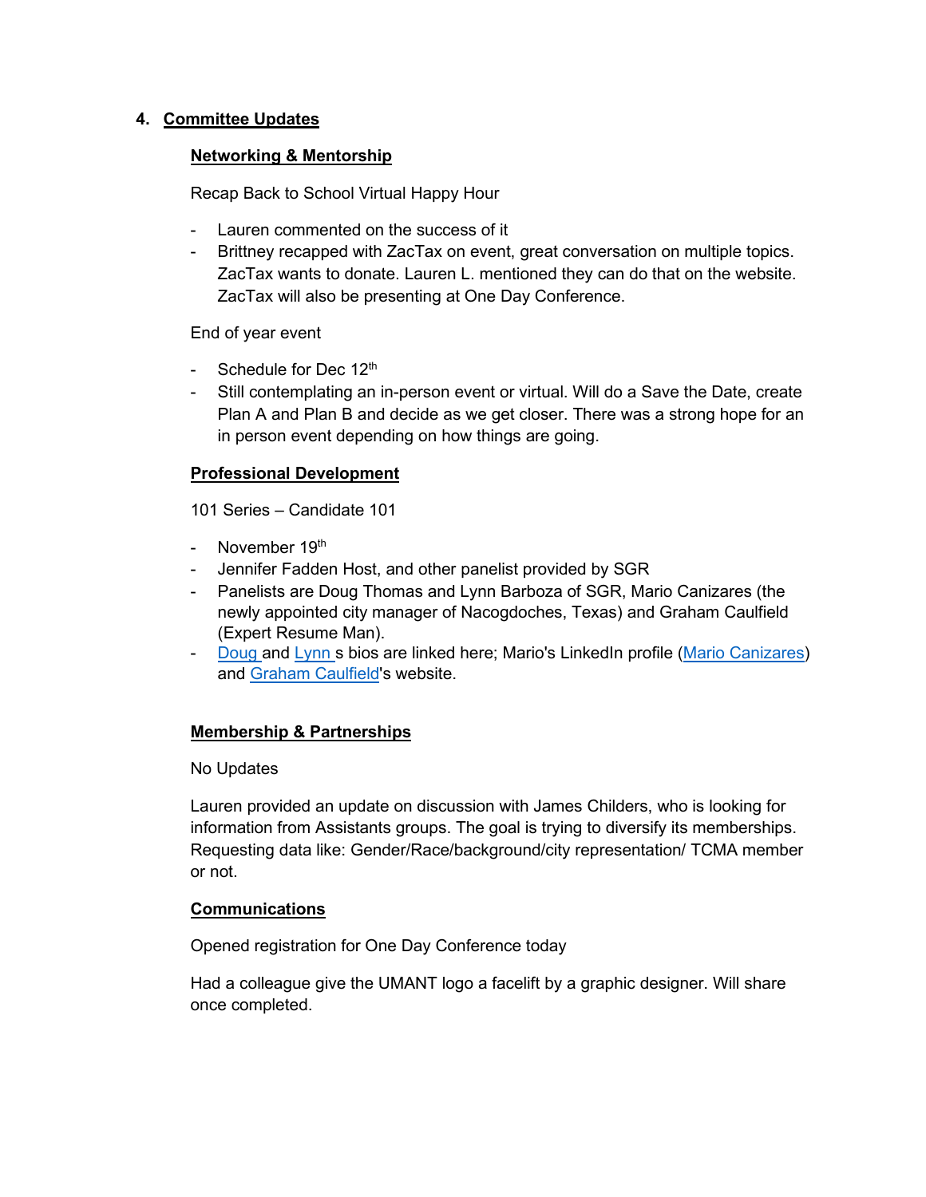## 4. Committee Updates

### Networking & Mentorship

Recap Back to School Virtual Happy Hour

- Lauren commented on the success of it
- Brittney recapped with ZacTax on event, great conversation on multiple topics. ZacTax wants to donate. Lauren L. mentioned they can do that on the website. ZacTax will also be presenting at One Day Conference.

End of year event

- Schedule for Dec 12th
- Still contemplating an in-person event or virtual. Will do a Save the Date, create Plan A and Plan B and decide as we get closer. There was a strong hope for an in person event depending on how things are going.

### Professional Development

101 Series – Candidate 101

- November 19th
- Jennifer Fadden Host, and other panelist provided by SGR
- Panelists are Doug Thomas and Lynn Barboza of SGR, Mario Canizares (the newly appointed city manager of Nacogdoches, Texas) and Graham Caulfield (Expert Resume Man).
- Doug and Lynn s bios are linked here; Mario's LinkedIn profile (Mario Canizares) and Graham Caulfield's website.

### Membership & Partnerships

No Updates

Lauren provided an update on discussion with James Childers, who is looking for information from Assistants groups. The goal is trying to diversify its memberships. Requesting data like: Gender/Race/background/city representation/ TCMA member or not.

### Communications

Opened registration for One Day Conference today

Had a colleague give the UMANT logo a facelift by a graphic designer. Will share once completed.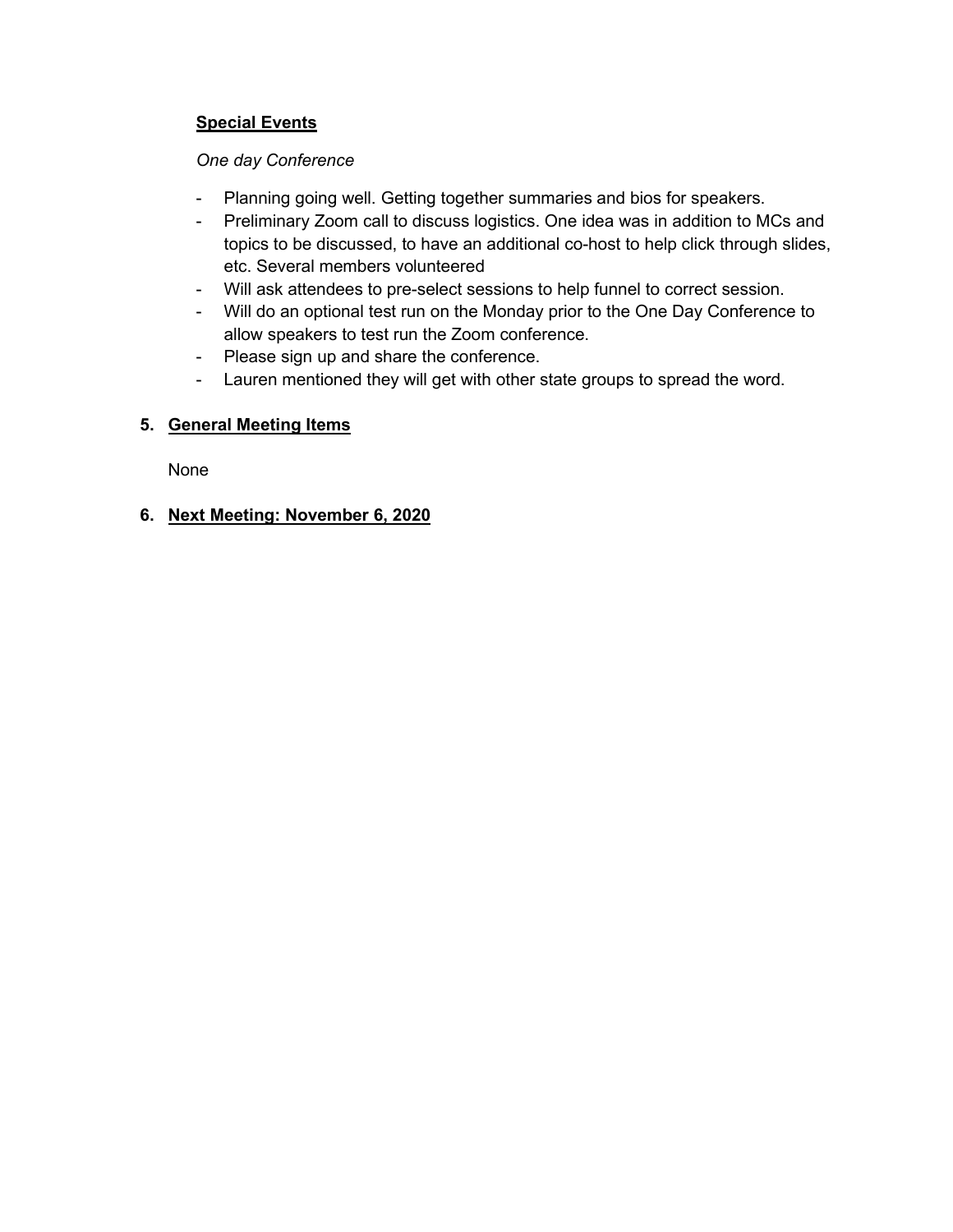**Special Events**

*One day Conference*

- Planning going well. Getting together summaries and bios for speakers.
- Preliminary Zoom call to discuss logistics. One idea was in addition to MCs and topics to be discussed, to have an additional co-host to help click through slides, etc. Several members volunteered
- Will ask attendees to pre-select sessions to help funnel to correct session.
- Will do an optional test run on the Monday prior to the One Day Conference to allow speakers to test run the Zoom conference.
- Please sign up and share the conference.
- Lauren mentioned they will get with other state groups to spread the word.

5. **General Meeting Items**

   None

6. **Next Meeting: November 6, 2020**